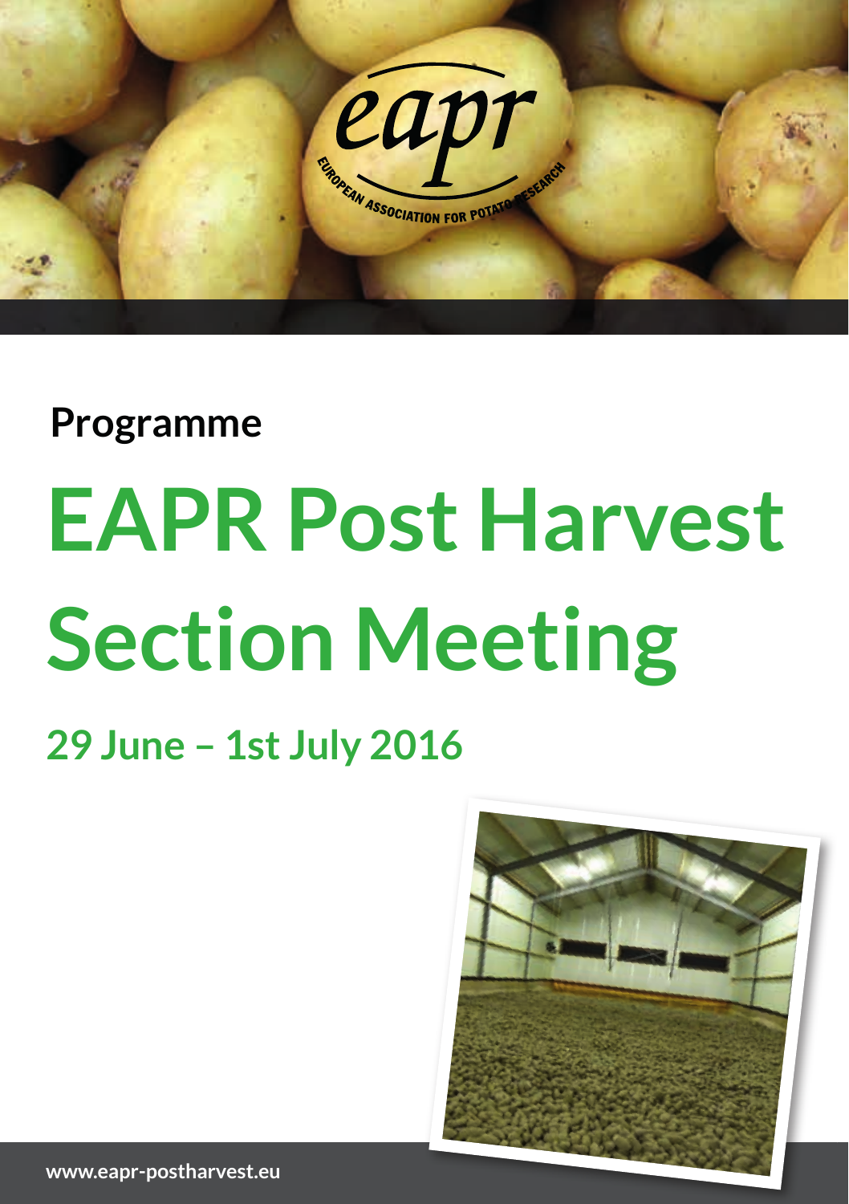eapr

EUROPEAN ASSOCIATION FOR POTATO RESEARCH

**Programme**

# EAPR Post Harvest Section Meeting

## 29 June – 1st July 2016

www.eapr-postharvest.eu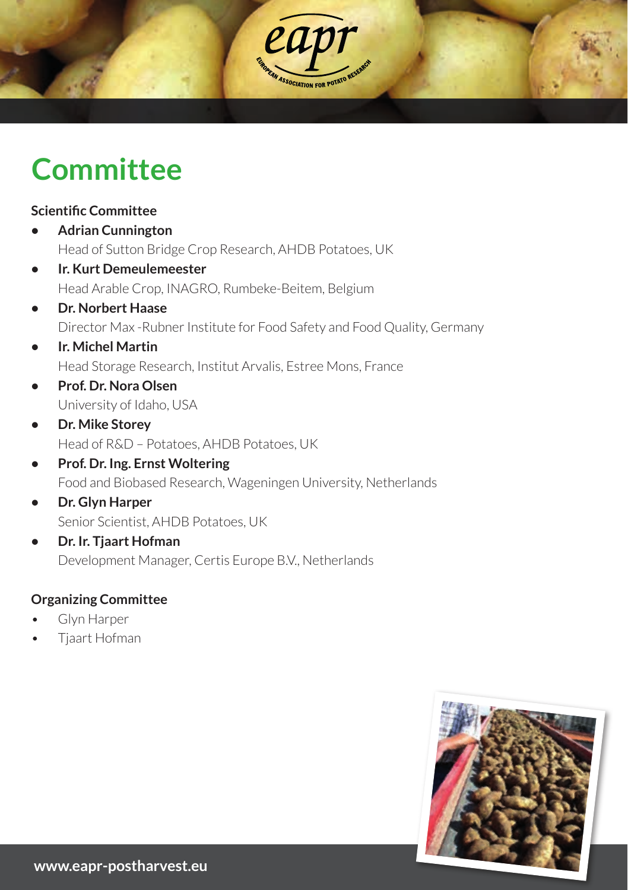# Committee

**Scientific Committee**

- **Adrian Cunnington**
  Head of Sutton Bridge Crop Research, AHDB Potatoes, UK
- **Ir. Kurt Demeulemeester**
  Head Arable Crop, INAGRO, Rumbeke-Beitem, Belgium
- **Dr. Norbert Haase**
  Director Max -Rubner Institute for Food Safety and Food Quality, Germany
- **Ir. Michel Martin**
  Head Storage Research, Institut Arvalis, Estree Mons, France
- **Prof. Dr. Nora Olsen**
  University of Idaho, USA
- **Dr. Mike Storey**
  Head of R&D – Potatoes, AHDB Potatoes, UK
- **Prof. Dr. Ing. Ernst Woltering**
  Food and Biobased Research, Wageningen University, Netherlands
- **Dr. Glyn Harper**
  Senior Scientist, AHDB Potatoes, UK
- **Dr. Ir. Tjaart Hofman**
  Development Manager, Certis Europe B.V., Netherlands

**Organizing Committee**

- Glyn Harper
- Tjaart Hofman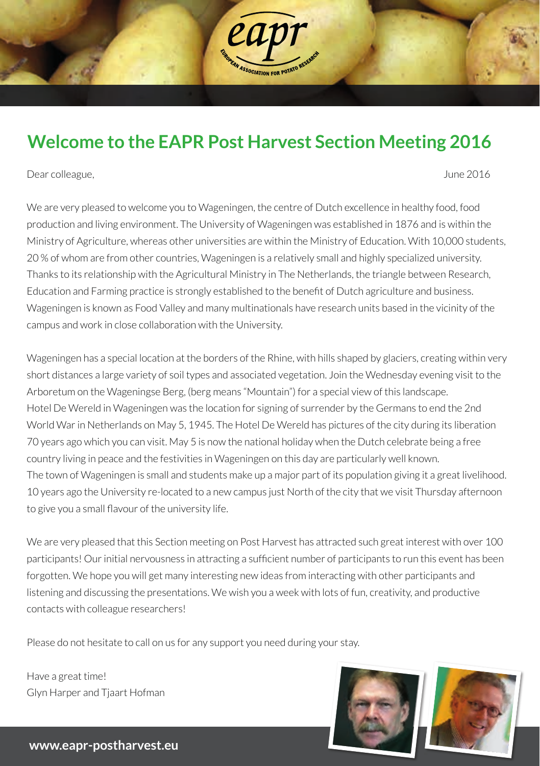# Welcome to the EAPR Post Harvest Section Meeting 2016

Dear colleague,

June 2016

We are very pleased to welcome you to Wageningen, the centre of Dutch excellence in healthy food, food production and living environment. The University of Wageningen was established in 1876 and is within the Ministry of Agriculture, whereas other universities are within the Ministry of Education. With 10,000 students, 20 % of whom are from other countries, Wageningen is a relatively small and highly specialized university. Thanks to its relationship with the Agricultural Ministry in The Netherlands, the triangle between Research, Education and Farming practice is strongly established to the benefit of Dutch agriculture and business. Wageningen is known as Food Valley and many multinationals have research units based in the vicinity of the campus and work in close collaboration with the University.

Wageningen has a special location at the borders of the Rhine, with hills shaped by glaciers, creating within very short distances a large variety of soil types and associated vegetation. Join the Wednesday evening visit to the Arboretum on the Wageningse Berg, (berg means "Mountain") for a special view of this landscape.
Hotel De Wereld in Wageningen was the location for signing of surrender by the Germans to end the 2nd World War in Netherlands on May 5, 1945. The Hotel De Wereld has pictures of the city during its liberation 70 years ago which you can visit. May 5 is now the national holiday when the Dutch celebrate being a free country living in peace and the festivities in Wageningen on this day are particularly well known.
The town of Wageningen is small and students make up a major part of its population giving it a great livelihood. 10 years ago the University re-located to a new campus just North of the city that we visit Thursday afternoon to give you a small flavour of the university life.

We are very pleased that this Section meeting on Post Harvest has attracted such great interest with over 100 participants! Our initial nervousness in attracting a sufficient number of participants to run this event has been forgotten. We hope you will get many interesting new ideas from interacting with other participants and listening and discussing the presentations. We wish you a week with lots of fun, creativity, and productive contacts with colleague researchers!

Please do not hesitate to call on us for any support you need during your stay.

Have a great time!
Glyn Harper and Tjaart Hofman

**www.eapr-postharvest.eu**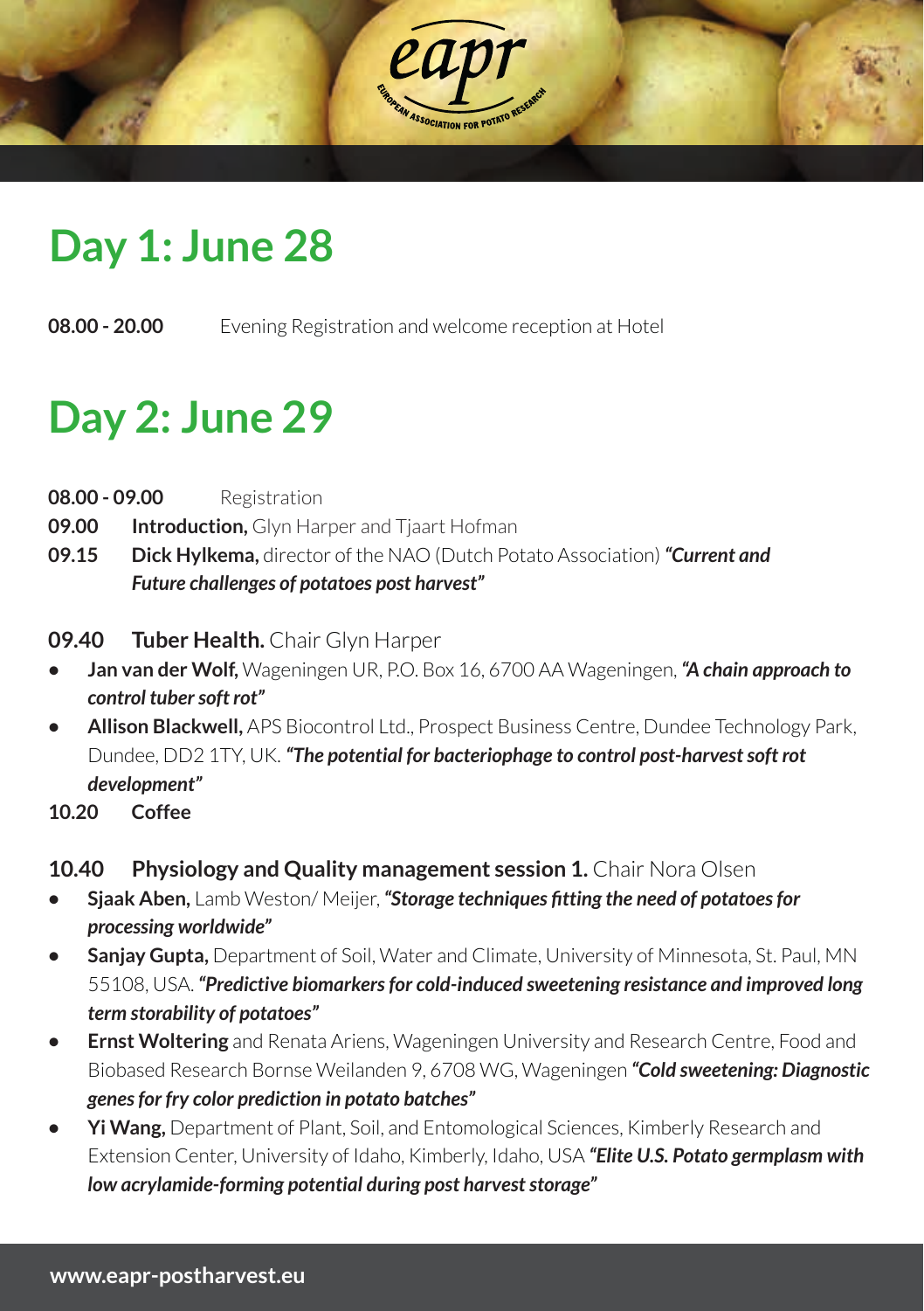## Day 1: June 28

**08.00 - 20.00** Evening Registration and welcome reception at Hotel

## Day 2: June 29

**08.00 - 09.00** Registration

**09.00** **Introduction,** Glyn Harper and Tjaart Hofman

**09.15** **Dick Hylkema,** director of the NAO (Dutch Potato Association) ***"Current and Future challenges of potatoes post harvest"***

**09.40 Tuber Health.** Chair Glyn Harper

- **Jan van der Wolf,** Wageningen UR, P.O. Box 16, 6700 AA Wageningen, ***"A chain approach to control tuber soft rot"***
- **Allison Blackwell,** APS Biocontrol Ltd., Prospect Business Centre, Dundee Technology Park, Dundee, DD2 1TY, UK. ***"The potential for bacteriophage to control post-harvest soft rot development"***

**10.20 Coffee**

**10.40 Physiology and Quality management session 1.** Chair Nora Olsen

- **Sjaak Aben,** Lamb Weston/ Meijer, ***"Storage techniques fitting the need of potatoes for processing worldwide"***
- **Sanjay Gupta,** Department of Soil, Water and Climate, University of Minnesota, St. Paul, MN 55108, USA. ***"Predictive biomarkers for cold-induced sweetening resistance and improved long term storability of potatoes"***
- **Ernst Woltering** and Renata Ariens, Wageningen University and Research Centre, Food and Biobased Research Bornse Weilanden 9, 6708 WG, Wageningen ***"Cold sweetening: Diagnostic genes for fry color prediction in potato batches"***
- **Yi Wang,** Department of Plant, Soil, and Entomological Sciences, Kimberly Research and Extension Center, University of Idaho, Kimberly, Idaho, USA ***"Elite U.S. Potato germplasm with low acrylamide-forming potential during post harvest storage"***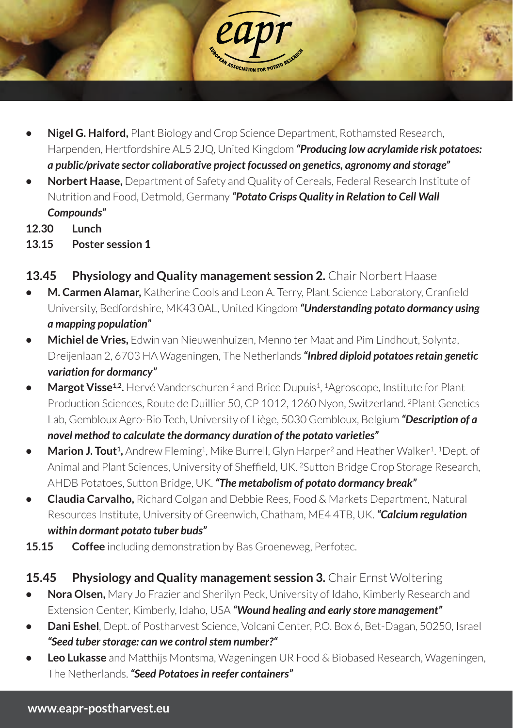- **Nigel G. Halford,** Plant Biology and Crop Science Department, Rothamsted Research, Harpenden, Hertfordshire AL5 2JQ, United Kingdom ***"Producing low acrylamide risk potatoes: a public/private sector collaborative project focussed on genetics, agronomy and storage"***
- **Norbert Haase,** Department of Safety and Quality of Cereals, Federal Research Institute of Nutrition and Food, Detmold, Germany ***"Potato Crisps Quality in Relation to Cell Wall Compounds"***

**12.30 Lunch**

**13.15 Poster session 1**

## 13.45 Physiology and Quality management session 2. Chair Norbert Haase

- **M. Carmen Alamar,** Katherine Cools and Leon A. Terry, Plant Science Laboratory, Cranfield University, Bedfordshire, MK43 0AL, United Kingdom ***"Understanding potato dormancy using a mapping population"***
- **Michiel de Vries,** Edwin van Nieuwenhuizen, Menno ter Maat and Pim Lindhout, Solynta, Dreijenlaan 2, 6703 HA Wageningen, The Netherlands ***"Inbred diploid potatoes retain genetic variation for dormancy"***
- **Margot Visse[1,2].** Hervé Vanderschuren [2] and Brice Dupuis[1], [1]Agroscope, Institute for Plant Production Sciences, Route de Duillier 50, CP 1012, 1260 Nyon, Switzerland. [2]Plant Genetics Lab, Gembloux Agro-Bio Tech, University of Liège, 5030 Gembloux, Belgium ***"Description of a novel method to calculate the dormancy duration of the potato varieties"***
- **Marion J. Tout[1],** Andrew Fleming[1], Mike Burrell, Glyn Harper[2] and Heather Walker[1]. [1]Dept. of Animal and Plant Sciences, University of Sheffield, UK. [2]Sutton Bridge Crop Storage Research, AHDB Potatoes, Sutton Bridge, UK. ***"The metabolism of potato dormancy break"***
- **Claudia Carvalho,** Richard Colgan and Debbie Rees, Food & Markets Department, Natural Resources Institute, University of Greenwich, Chatham, ME4 4TB, UK. ***"Calcium regulation within dormant potato tuber buds"***

**15.15 Coffee** including demonstration by Bas Groeneweg, Perfotec.

## 15.45 Physiology and Quality management session 3. Chair Ernst Woltering

- **Nora Olsen,** Mary Jo Frazier and Sherilyn Peck, University of Idaho, Kimberly Research and Extension Center, Kimberly, Idaho, USA ***"Wound healing and early store management"***
- **Dani Eshel**, Dept. of Postharvest Science, Volcani Center, P.O. Box 6, Bet-Dagan, 50250, Israel ***"Seed tuber storage: can we control stem number?"***
- **Leo Lukasse** and Matthijs Montsma, Wageningen UR Food & Biobased Research, Wageningen, The Netherlands. ***"Seed Potatoes in reefer containers"***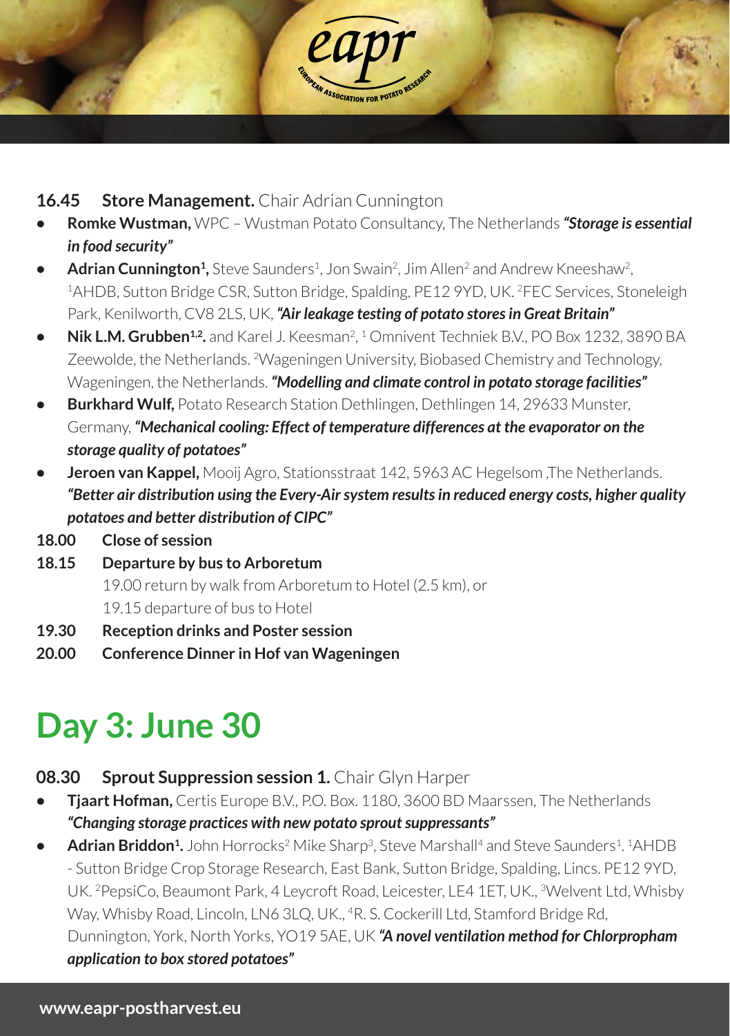**16.45 Store Management.** Chair Adrian Cunnington

- **Romke Wustman,** WPC – Wustman Potato Consultancy, The Netherlands ***"Storage is essential in food security"***
- **Adrian Cunnington[1],** Steve Saunders[1], Jon Swain[2], Jim Allen[2] and Andrew Kneeshaw[2], [1]AHDB, Sutton Bridge CSR, Sutton Bridge, Spalding, PE12 9YD, UK. [2]FEC Services, Stoneleigh Park, Kenilworth, CV8 2LS, UK, ***"Air leakage testing of potato stores in Great Britain"***
- **Nik L.M. Grubben[1,2].** and Karel J. Keesman[2], [1] Omnivent Techniek B.V., PO Box 1232, 3890 BA Zeewolde, the Netherlands. [2]Wageningen University, Biobased Chemistry and Technology, Wageningen, the Netherlands. ***"Modelling and climate control in potato storage facilities"***
- **Burkhard Wulf,** Potato Research Station Dethlingen, Dethlingen 14, 29633 Munster, Germany, ***"Mechanical cooling: Effect of temperature differences at the evaporator on the storage quality of potatoes"***
- **Jeroen van Kappel,** Mooij Agro, Stationsstraat 142, 5963 AC Hegelsom ,The Netherlands. ***"Better air distribution using the Every-Air system results in reduced energy costs, higher quality potatoes and better distribution of CIPC"***

**18.00 Close of session**

**18.15 Departure by bus to Arboretum**
19.00 return by walk from Arboretum to Hotel (2.5 km), or
19.15 departure of bus to Hotel

**19.30 Reception drinks and Poster session**

**20.00 Conference Dinner in Hof van Wageningen**

# Day 3: June 30

**08.30 Sprout Suppression session 1.** Chair Glyn Harper

- **Tjaart Hofman,** Certis Europe B.V., P.O. Box. 1180, 3600 BD Maarssen, The Netherlands ***"Changing storage practices with new potato sprout suppressants"***
- **Adrian Briddon[1].** John Horrocks[2] Mike Sharp[3], Steve Marshall[4] and Steve Saunders[1]. [1]AHDB - Sutton Bridge Crop Storage Research, East Bank, Sutton Bridge, Spalding, Lincs. PE12 9YD, UK. [2]PepsiCo, Beaumont Park, 4 Leycroft Road, Leicester, LE4 1ET, UK., [3]Welvent Ltd, Whisby Way, Whisby Road, Lincoln, LN6 3LQ, UK., [4]R. S. Cockerill Ltd, Stamford Bridge Rd, Dunnington, York, North Yorks, YO19 5AE, UK ***"A novel ventilation method for Chlorpropham application to box stored potatoes"***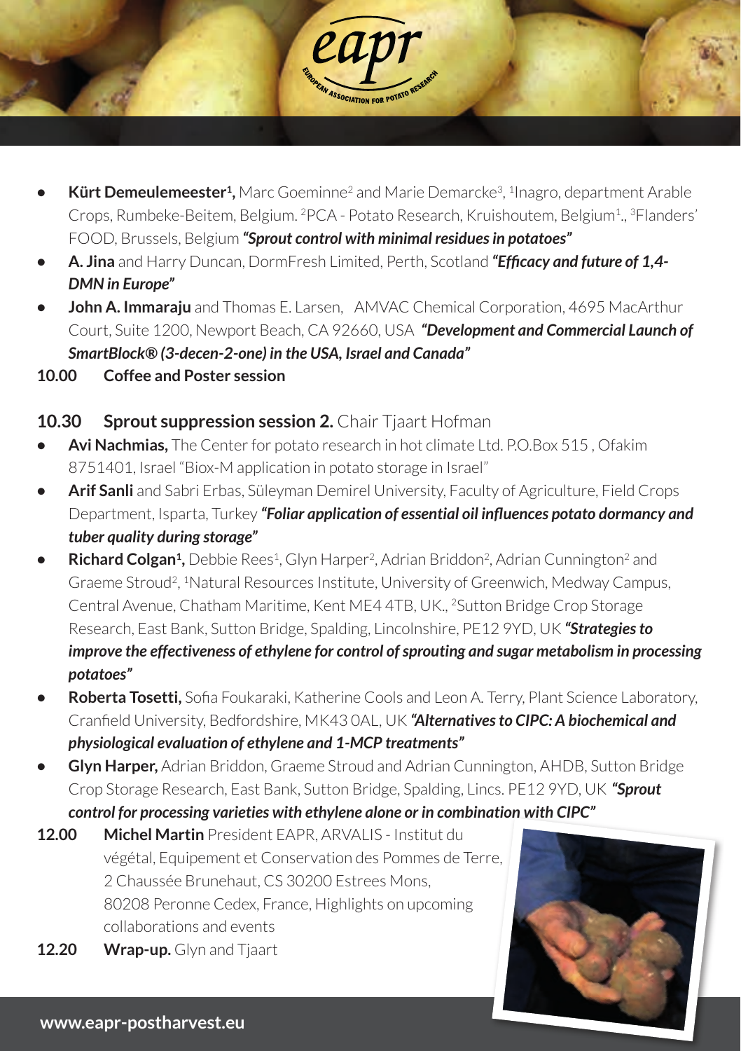- **Kürt Demeulemeester[1],** Marc Goeminne[2] and Marie Demarcke[3], [1]Inagro, department Arable Crops, Rumbeke-Beitem, Belgium. [2]PCA - Potato Research, Kruishoutem, Belgium[1]., [3]Flanders' FOOD, Brussels, Belgium ***"Sprout control with minimal residues in potatoes"***
- **A. Jina** and Harry Duncan, DormFresh Limited, Perth, Scotland ***"Efficacy and future of 1,4-DMN in Europe"***
- **John A. Immaraju** and Thomas E. Larsen, AMVAC Chemical Corporation, 4695 MacArthur Court, Suite 1200, Newport Beach, CA 92660, USA ***"Development and Commercial Launch of SmartBlock® (3-decen-2-one) in the USA, Israel and Canada"***

**10.00 Coffee and Poster session**

## 10.30 Sprout suppression session 2. Chair Tjaart Hofman

- **Avi Nachmias,** The Center for potato research in hot climate Ltd. P.O.Box 515 , Ofakim 8751401, Israel "Biox-M application in potato storage in Israel"
- **Arif Sanli** and Sabri Erbas, Süleyman Demirel University, Faculty of Agriculture, Field Crops Department, Isparta, Turkey ***"Foliar application of essential oil influences potato dormancy and tuber quality during storage"***
- **Richard Colgan[1],** Debbie Rees[1], Glyn Harper[2], Adrian Briddon[2], Adrian Cunnington[2] and Graeme Stroud[2], [1]Natural Resources Institute, University of Greenwich, Medway Campus, Central Avenue, Chatham Maritime, Kent ME4 4TB, UK., [2]Sutton Bridge Crop Storage Research, East Bank, Sutton Bridge, Spalding, Lincolnshire, PE12 9YD, UK ***"Strategies to improve the effectiveness of ethylene for control of sprouting and sugar metabolism in processing potatoes"***
- **Roberta Tosetti,** Sofia Foukaraki, Katherine Cools and Leon A. Terry, Plant Science Laboratory, Cranfield University, Bedfordshire, MK43 0AL, UK ***"Alternatives to CIPC: A biochemical and physiological evaluation of ethylene and 1-MCP treatments"***
- **Glyn Harper,** Adrian Briddon, Graeme Stroud and Adrian Cunnington, AHDB, Sutton Bridge Crop Storage Research, East Bank, Sutton Bridge, Spalding, Lincs. PE12 9YD, UK ***"Sprout control for processing varieties with ethylene alone or in combination with CIPC"***

**12.00** **Michel Martin** President EAPR, ARVALIS - Institut du végétal, Equipement et Conservation des Pommes de Terre, 2 Chaussée Brunehaut, CS 30200 Estrees Mons, 80208 Peronne Cedex, France, Highlights on upcoming collaborations and events

**12.20** **Wrap-up.** Glyn and Tjaart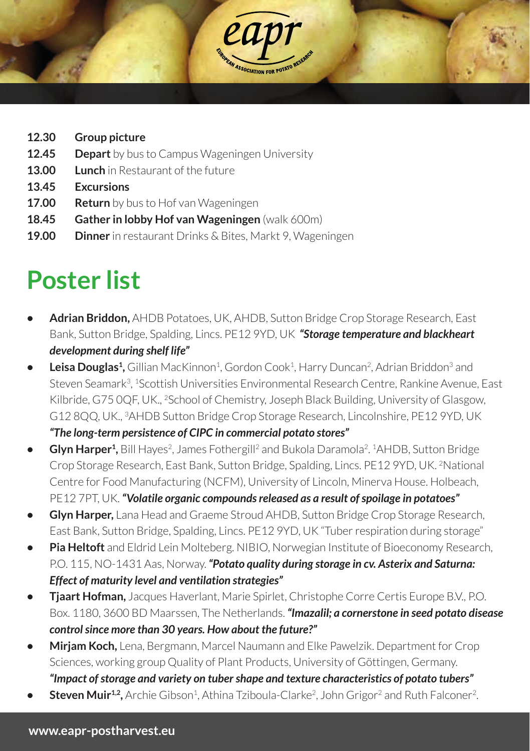**12.30** **Group picture**
**12.45** **Depart** by bus to Campus Wageningen University
**13.00** **Lunch** in Restaurant of the future
**13.45** **Excursions**
**17.00** **Return** by bus to Hof van Wageningen
**18.45** **Gather in lobby Hof van Wageningen** (walk 600m)
**19.00** **Dinner** in restaurant Drinks & Bites, Markt 9, Wageningen

# Poster list

- **Adrian Briddon,** AHDB Potatoes, UK, AHDB, Sutton Bridge Crop Storage Research, East Bank, Sutton Bridge, Spalding, Lincs. PE12 9YD, UK ***"Storage temperature and blackheart development during shelf life"***
- **Leisa Douglas[1],** Gillian MacKinnon[1], Gordon Cook[1], Harry Duncan[2], Adrian Briddon[3] and Steven Seamark[3], [1]Scottish Universities Environmental Research Centre, Rankine Avenue, East Kilbride, G75 0QF, UK., [2]School of Chemistry, Joseph Black Building, University of Glasgow, G12 8QQ, UK., [3]AHDB Sutton Bridge Crop Storage Research, Lincolnshire, PE12 9YD, UK ***"The long-term persistence of CIPC in commercial potato stores"***
- **Glyn Harper[1],** Bill Hayes[2], James Fothergill[2] and Bukola Daramola[2]. [1]AHDB, Sutton Bridge Crop Storage Research, East Bank, Sutton Bridge, Spalding, Lincs. PE12 9YD, UK. [2]National Centre for Food Manufacturing (NCFM), University of Lincoln, Minerva House. Holbeach, PE12 7PT, UK. ***"Volatile organic compounds released as a result of spoilage in potatoes"***
- **Glyn Harper,** Lana Head and Graeme Stroud AHDB, Sutton Bridge Crop Storage Research, East Bank, Sutton Bridge, Spalding, Lincs. PE12 9YD, UK "Tuber respiration during storage"
- **Pia Heltoft** and Eldrid Lein Molteberg. NIBIO, Norwegian Institute of Bioeconomy Research, P.O. 115, NO-1431 Aas, Norway. ***"Potato quality during storage in cv. Asterix and Saturna: Effect of maturity level and ventilation strategies"***
- **Tjaart Hofman,** Jacques Haverlant, Marie Spirlet, Christophe Corre Certis Europe B.V., P.O. Box. 1180, 3600 BD Maarssen, The Netherlands. ***"Imazalil; a cornerstone in seed potato disease control since more than 30 years. How about the future?"***
- **Mirjam Koch,** Lena, Bergmann, Marcel Naumann and Elke Pawelzik. Department for Crop Sciences, working group Quality of Plant Products, University of Göttingen, Germany. ***"Impact of storage and variety on tuber shape and texture characteristics of potato tubers"***
- **Steven Muir[1,2],** Archie Gibson[1], Athina Tziboula-Clarke[2], John Grigor[2] and Ruth Falconer[2].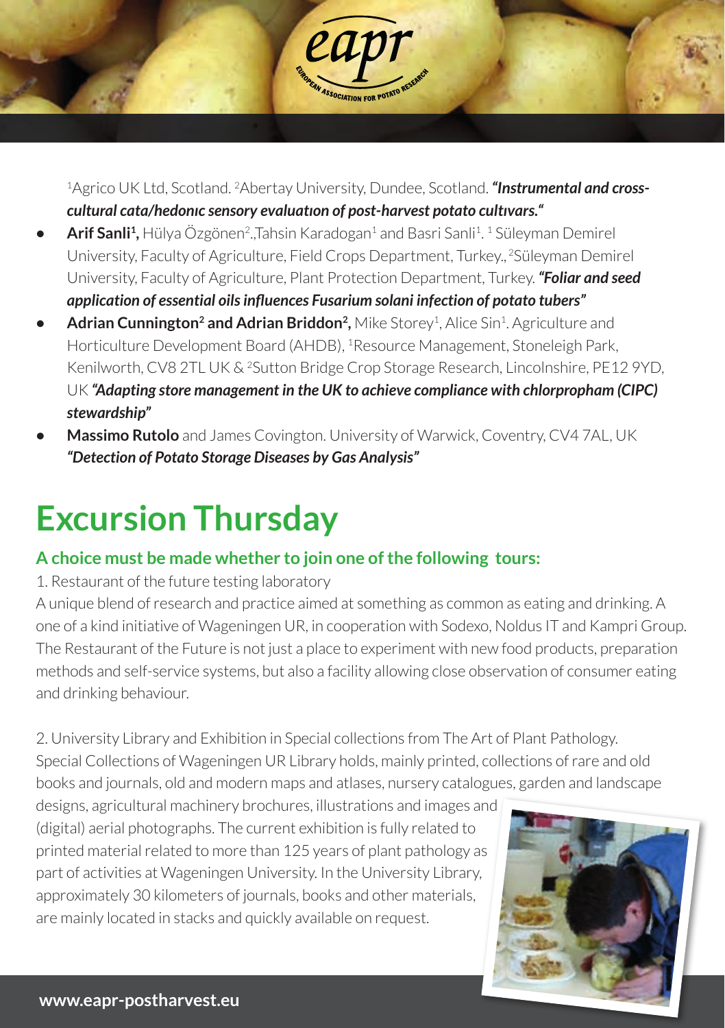[1]Agrico UK Ltd, Scotland. [2]Abertay University, Dundee, Scotland. ***"Instrumental and cross-cultural cata/hedonıc sensory evaluatıon of post-harvest potato cultıvars."***

- **Arif Sanli[1],** Hülya Özgönen[2].,Tahsin Karadogan[1] and Basri Sanli[1]. [1] Süleyman Demirel University, Faculty of Agriculture, Field Crops Department, Turkey., [2]Süleyman Demirel University, Faculty of Agriculture, Plant Protection Department, Turkey. ***"Foliar and seed application of essential oils influences Fusarium solani infection of potato tubers"***
- **Adrian Cunnington[2] and Adrian Briddon[2],** Mike Storey[1], Alice Sin[1]. Agriculture and Horticulture Development Board (AHDB), [1]Resource Management, Stoneleigh Park, Kenilworth, CV8 2TL UK & [2]Sutton Bridge Crop Storage Research, Lincolnshire, PE12 9YD, UK ***"Adapting store management in the UK to achieve compliance with chlorpropham (CIPC) stewardship"***
- **Massimo Rutolo** and James Covington. University of Warwick, Coventry, CV4 7AL, UK ***"Detection of Potato Storage Diseases by Gas Analysis"***

# Excursion Thursday

### A choice must be made whether to join one of the following tours:

1. Restaurant of the future testing laboratory

A unique blend of research and practice aimed at something as common as eating and drinking. A one of a kind initiative of Wageningen UR, in cooperation with Sodexo, Noldus IT and Kampri Group. The Restaurant of the Future is not just a place to experiment with new food products, preparation methods and self-service systems, but also a facility allowing close observation of consumer eating and drinking behaviour.

2. University Library and Exhibition in Special collections from The Art of Plant Pathology.

Special Collections of Wageningen UR Library holds, mainly printed, collections of rare and old books and journals, old and modern maps and atlases, nursery catalogues, garden and landscape designs, agricultural machinery brochures, illustrations and images and (digital) aerial photographs. The current exhibition is fully related to printed material related to more than 125 years of plant pathology as part of activities at Wageningen University. In the University Library, approximately 30 kilometers of journals, books and other materials, are mainly located in stacks and quickly available on request.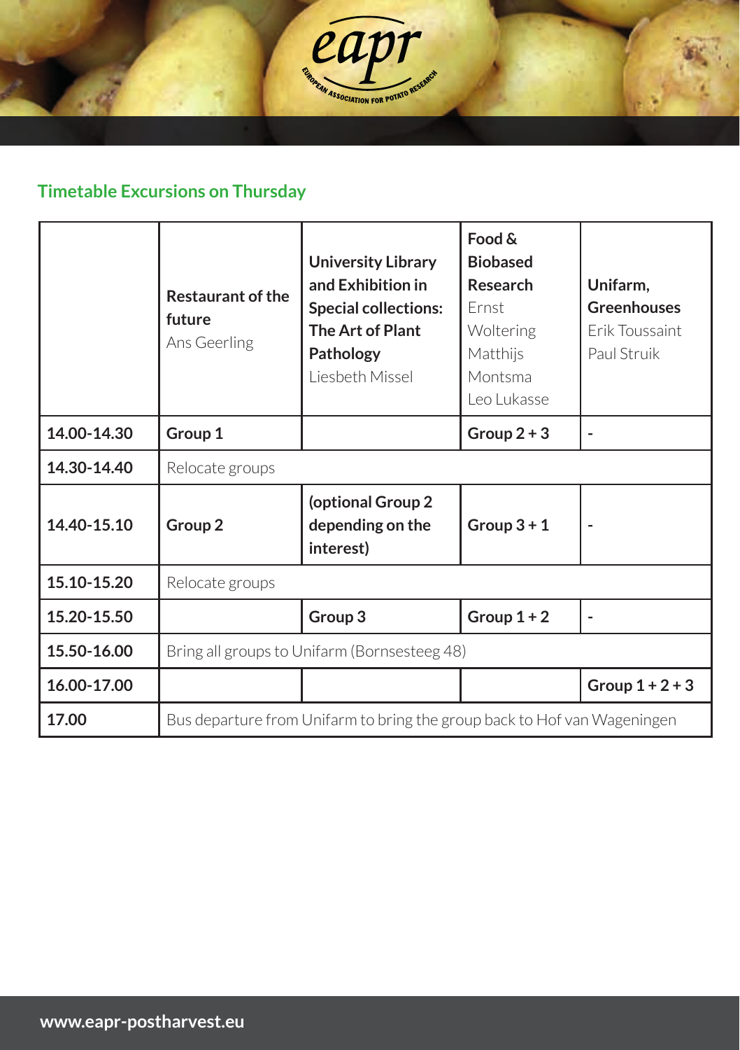## Timetable Excursions on Thursday

| | **Restaurant of the future** Ans Geerling | **University Library and Exhibition in Special collections: The Art of Plant Pathology** Liesbeth Missel | **Food & Biobased Research** Ernst Woltering Matthijs Montsma Leo Lukasse | **Unifarm, Greenhouses** Erik Toussaint Paul Struik |
|---|---|---|---|---|
| **14.00-14.30** | **Group 1** | | **Group 2 + 3** | - |
| **14.30-14.40** | Relocate groups | | | |
| **14.40-15.10** | **Group 2** | **(optional Group 2 depending on the interest)** | **Group 3 + 1** | - |
| **15.10-15.20** | Relocate groups | | | |
| **15.20-15.50** | | **Group 3** | **Group 1 + 2** | - |
| **15.50-16.00** | Bring all groups to Unifarm (Bornsesteeg 48) | | | |
| **16.00-17.00** | | | | **Group 1 + 2 + 3** |
| **17.00** | Bus departure from Unifarm to bring the group back to Hof van Wageningen | | | |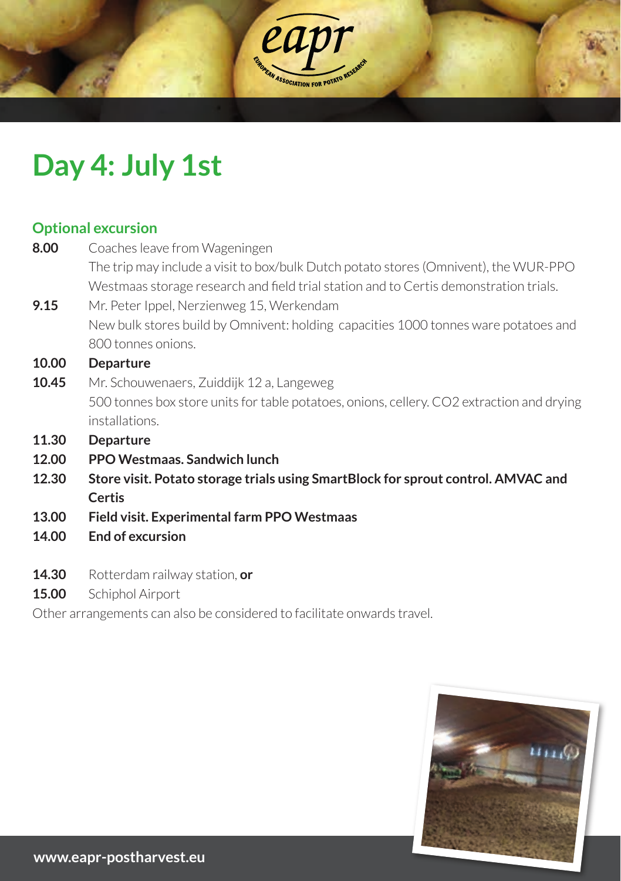# Day 4: July 1st

### Optional excursion

**8.00** Coaches leave from Wageningen
The trip may include a visit to box/bulk Dutch potato stores (Omnivent), the WUR-PPO Westmaas storage research and field trial station and to Certis demonstration trials.

**9.15** Mr. Peter Ippel, Nerzienweg 15, Werkendam
New bulk stores build by Omnivent: holding capacities 1000 tonnes ware potatoes and 800 tonnes onions.

**10.00** **Departure**

**10.45** Mr. Schouwenaers, Zuiddijk 12 a, Langeweg
500 tonnes box store units for table potatoes, onions, cellery. $CO_2$ extraction and drying installations.

**11.30** **Departure**

**12.00** **PPO Westmaas. Sandwich lunch**

**12.30** **Store visit. Potato storage trials using SmartBlock for sprout control. AMVAC and Certis**

**13.00** **Field visit. Experimental farm PPO Westmaas**

**14.00** **End of excursion**

**14.30** Rotterdam railway station, **or**

**15.00** Schiphol Airport

Other arrangements can also be considered to facilitate onwards travel.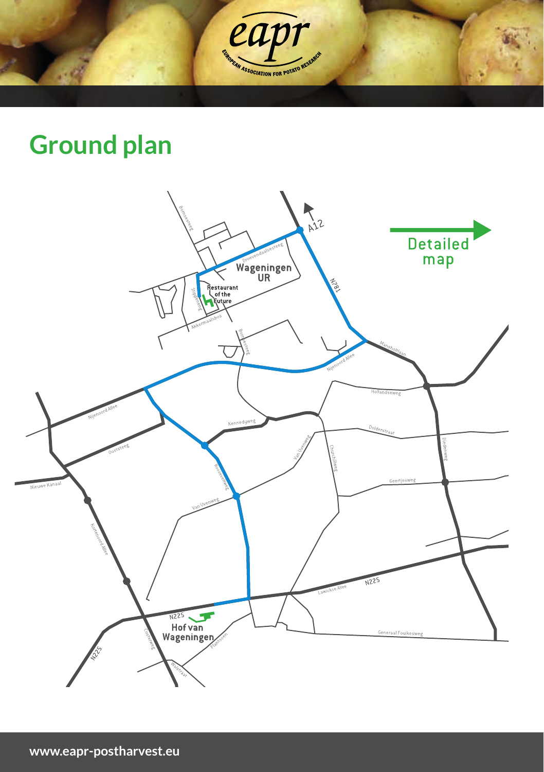## Ground plan

Detailed map

A12

N781

Wageningen UR

Restaurant of the Future

Droevendaalsesteeg

Stippeneng

Akkermaalsbos

Bornsesteeg

Mansholtlaan

Nijenoord Allee

Hollandseweg

Kennedyweg

Dolderstraat

Van Uvenweg

Churchillweg

Diedenweg

Geertjesweg

Oosteeg

Nieuwe Kanaal

Rooseveltweg

Kortenoord Allee

Lawickse Allee

N225

Hof van Wageningen

Costerweg

Plantsoen

Walstraat

Generaal Foulkesweg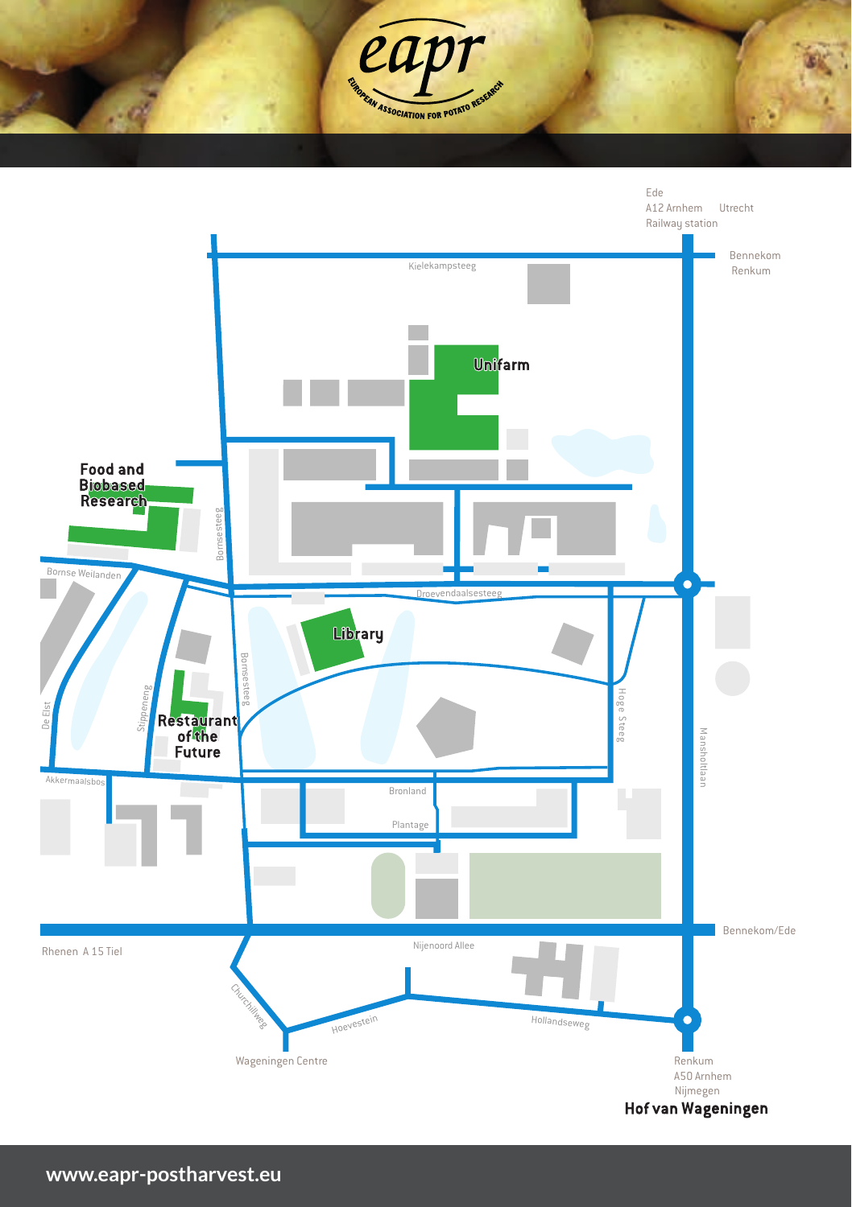eapr

EUROPEAN ASSOCIATION FOR POTATO RESEARCH

Ede
A12 Arnhem Utrecht
Railway station

Bennekom
Renkum

Kielekampsteeg

**Unifarm**

**Food and Biobased Research**

Bornsesteeg

Bornse Weilanden

Droevendaalsesteeg

**Library**

Bornsesteeg

Stippeneng

De Elst

**Restaurant of the Future**

Hoge Steeg

Mansholtlaan

Akkermaalsbos

Bronland

Plantage

Rhenen A 15 Tiel

Nijenoord Allee

Bennekom/Ede

Churchillweg

Hoevestein

Hollandseweg

Wageningen Centre

Renkum
A50 Arnhem
Nijmegen

**Hof van Wageningen**

www.eapr-postharvest.eu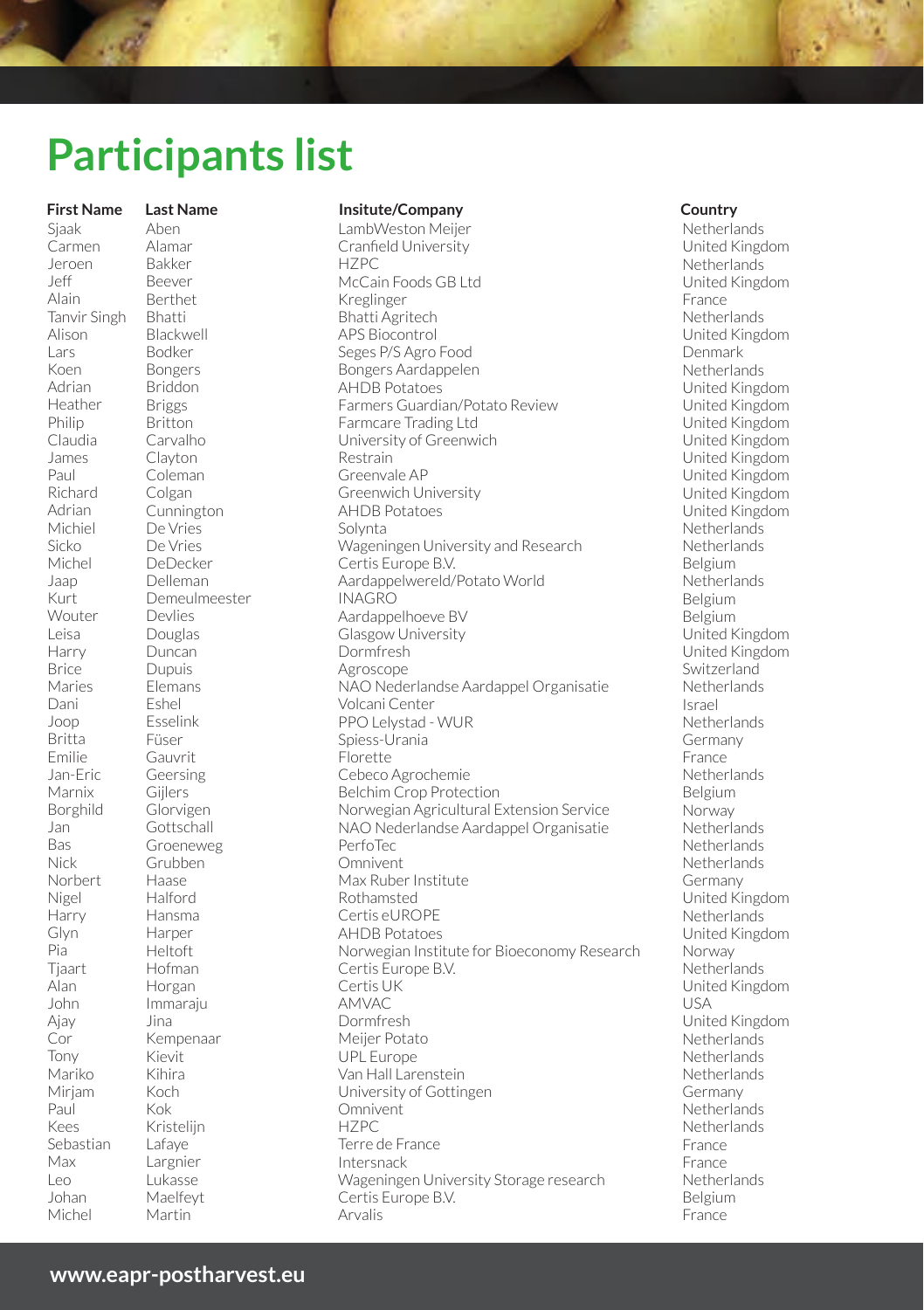# Participants list

| First Name | Last Name | Insitute/Company | Country |
|---|---|---|---|
| Sjaak | Aben | LambWeston Meijer | Netherlands |
| Carmen | Alamar | Cranfield University | United Kingdom |
| Jeroen | Bakker | HZPC | Netherlands |
| Jeff | Beever | McCain Foods GB Ltd | United Kingdom |
| Alain | Berthet | Kreglinger | France |
| Tanvir Singh | Bhatti | Bhatti Agritech | Netherlands |
| Alison | Blackwell | APS Biocontrol | United Kingdom |
| Lars | Bodker | Seges P/S Agro Food | Denmark |
| Koen | Bongers | Bongers Aardappelen | Netherlands |
| Adrian | Briddon | AHDB Potatoes | United Kingdom |
| Heather | Briggs | Farmers Guardian/Potato Review | United Kingdom |
| Philip | Britton | Farmcare Trading Ltd | United Kingdom |
| Claudia | Carvalho | University of Greenwich | United Kingdom |
| James | Clayton | Restrain | United Kingdom |
| Paul | Coleman | Greenvale AP | United Kingdom |
| Richard | Colgan | Greenwich University | United Kingdom |
| Adrian | Cunnington | AHDB Potatoes | United Kingdom |
| Michiel | De Vries | Solynta | Netherlands |
| Sicko | De Vries | Wageningen University and Research | Netherlands |
| Michel | DeDecker | Certis Europe B.V. | Belgium |
| Jaap | Delleman | Aardappelwereld/Potato World | Netherlands |
| Kurt | Demeulmeester | INAGRO | Belgium |
| Wouter | Devlies | Aardappelhoeve BV | Belgium |
| Leisa | Douglas | Glasgow University | United Kingdom |
| Harry | Duncan | Dormfresh | United Kingdom |
| Brice | Dupuis | Agroscope | Switzerland |
| Maries | Elemans | NAO Nederlandse Aardappel Organisatie | Netherlands |
| Dani | Eshel | Volcani Center | Israel |
| Joop | Esselink | PPO Lelystad - WUR | Netherlands |
| Britta | Füser | Spiess-Urania | Germany |
| Emilie | Gauvrit | Florette | France |
| Jan-Eric | Geersing | Cebeco Agrochemie | Netherlands |
| Marnix | Gijlers | Belchim Crop Protection | Belgium |
| Borghild | Glorvigen | Norwegian Agricultural Extension Service | Norway |
| Jan | Gottschall | NAO Nederlandse Aardappel Organisatie | Netherlands |
| Bas | Groeneweg | PerfoTec | Netherlands |
| Nick | Grubben | Omnivent | Netherlands |
| Norbert | Haase | Max Ruber Institute | Germany |
| Nigel | Halford | Rothamsted | United Kingdom |
| Harry | Hansma | Certis eUROPE | Netherlands |
| Glyn | Harper | AHDB Potatoes | United Kingdom |
| Pia | Heltoft | Norwegian Institute for Bioeconomy Research | Norway |
| Tjaart | Hofman | Certis Europe B.V. | Netherlands |
| Alan | Horgan | Certis UK | United Kingdom |
| John | Immaraju | AMVAC | USA |
| Ajay | Jina | Dormfresh | United Kingdom |
| Cor | Kempenaar | Meijer Potato | Netherlands |
| Tony | Kievit | UPL Europe | Netherlands |
| Mariko | Kihira | Van Hall Larenstein | Netherlands |
| Mirjam | Koch | University of Gottingen | Germany |
| Paul | Kok | Omnivent | Netherlands |
| Kees | Kristelijn | HZPC | Netherlands |
| Sebastian | Lafaye | Terre de France | France |
| Max | Largnier | Intersnack | France |
| Leo | Lukasse | Wageningen University Storage research | Netherlands |
| Johan | Maelfeyt | Certis Europe B.V. | Belgium |
| Michel | Martin | Arvalis | France |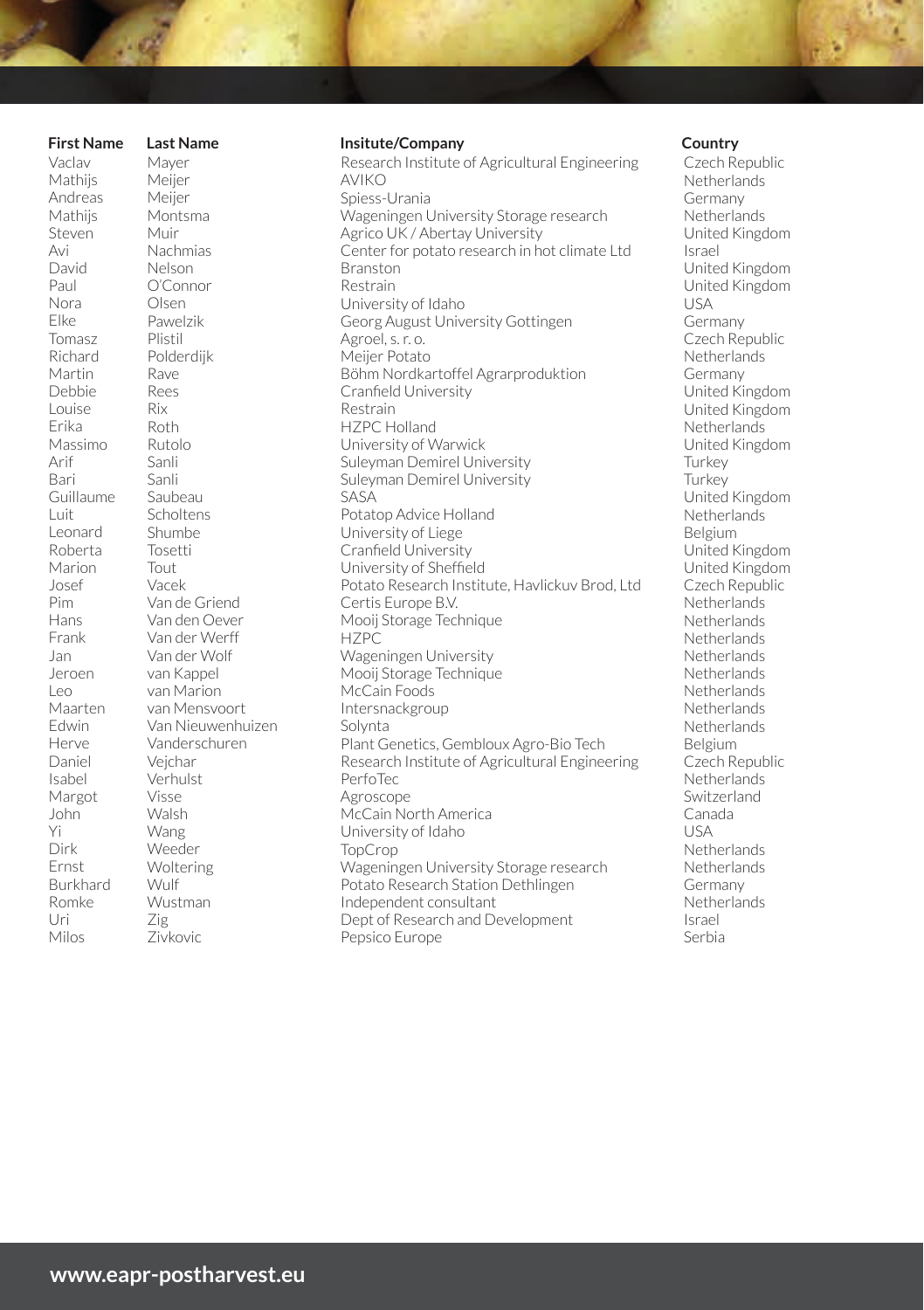| First Name | Last Name | Insitute/Company | Country |
|---|---|---|---|
| Vaclav | Mayer | Research Institute of Agricultural Engineering | Czech Republic |
| Mathijs | Meijer | AVIKO | Netherlands |
| Andreas | Meijer | Spiess-Urania | Germany |
| Mathijs | Montsma | Wageningen University Storage research | Netherlands |
| Steven | Muir | Agrico UK / Abertay University | United Kingdom |
| Avi | Nachmias | Center for potato research in hot climate Ltd | Israel |
| David | Nelson | Branston | United Kingdom |
| Paul | O'Connor | Restrain | United Kingdom |
| Nora | Olsen | University of Idaho | USA |
| Elke | Pawelzik | Georg August University Gottingen | Germany |
| Tomasz | Plistil | Agroel, s. r. o. | Czech Republic |
| Richard | Polderdijk | Meijer Potato | Netherlands |
| Martin | Rave | Böhm Nordkartoffel Agrarproduktion | Germany |
| Debbie | Rees | Cranfield University | United Kingdom |
| Louise | Rix | Restrain | United Kingdom |
| Erika | Roth | HZPC Holland | Netherlands |
| Massimo | Rutolo | University of Warwick | United Kingdom |
| Arif | Sanli | Suleyman Demirel University | Turkey |
| Bari | Sanli | Suleyman Demirel University | Turkey |
| Guillaume | Saubeau | SASA | United Kingdom |
| Luit | Scholtens | Potatop Advice Holland | Netherlands |
| Leonard | Shumbe | University of Liege | Belgium |
| Roberta | Tosetti | Cranfield University | United Kingdom |
| Marion | Tout | University of Sheffield | United Kingdom |
| Josef | Vacek | Potato Research Institute, Havlickuv Brod, Ltd | Czech Republic |
| Pim | Van de Griend | Certis Europe B.V. | Netherlands |
| Hans | Van den Oever | Mooij Storage Technique | Netherlands |
| Frank | Van der Werff | HZPC | Netherlands |
| Jan | Van der Wolf | Wageningen University | Netherlands |
| Jeroen | van Kappel | Mooij Storage Technique | Netherlands |
| Leo | van Marion | McCain Foods | Netherlands |
| Maarten | van Mensvoort | Intersnackgroup | Netherlands |
| Edwin | Van Nieuwenhuizen | Solynta | Netherlands |
| Herve | Vanderschuren | Plant Genetics, Gembloux Agro-Bio Tech | Belgium |
| Daniel | Vejchar | Research Institute of Agricultural Engineering | Czech Republic |
| Isabel | Verhulst | PerfoTec | Netherlands |
| Margot | Visse | Agroscope | Switzerland |
| John | Walsh | McCain North America | Canada |
| Yi | Wang | University of Idaho | USA |
| Dirk | Weeder | TopCrop | Netherlands |
| Ernst | Woltering | Wageningen University Storage research | Netherlands |
| Burkhard | Wulf | Potato Research Station Dethlingen | Germany |
| Romke | Wustman | Independent consultant | Netherlands |
| Uri | Zig | Dept of Research and Development | Israel |
| Milos | Zivkovic | Pepsico Europe | Serbia |

**www.eapr-postharvest.eu**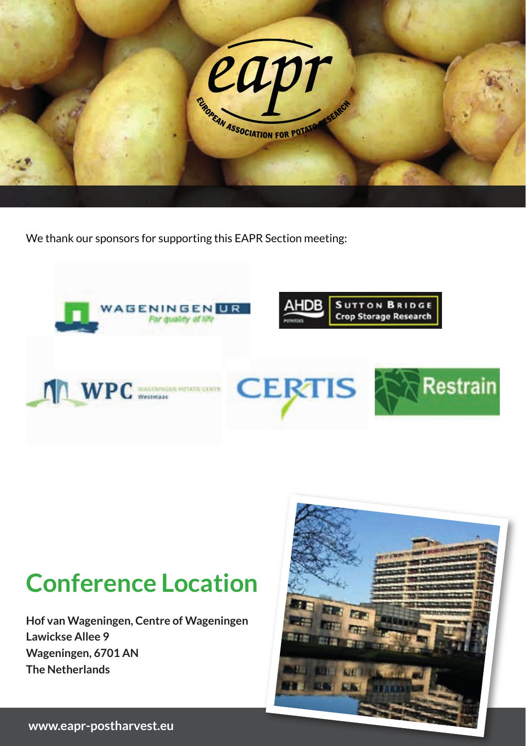We thank our sponsors for supporting this EAPR Section meeting:

## Conference Location

**Hof van Wageningen, Centre of Wageningen**
**Lawickse Allee 9**
**Wageningen, 6701 AN**
**The Netherlands**

**www.eapr-postharvest.eu**